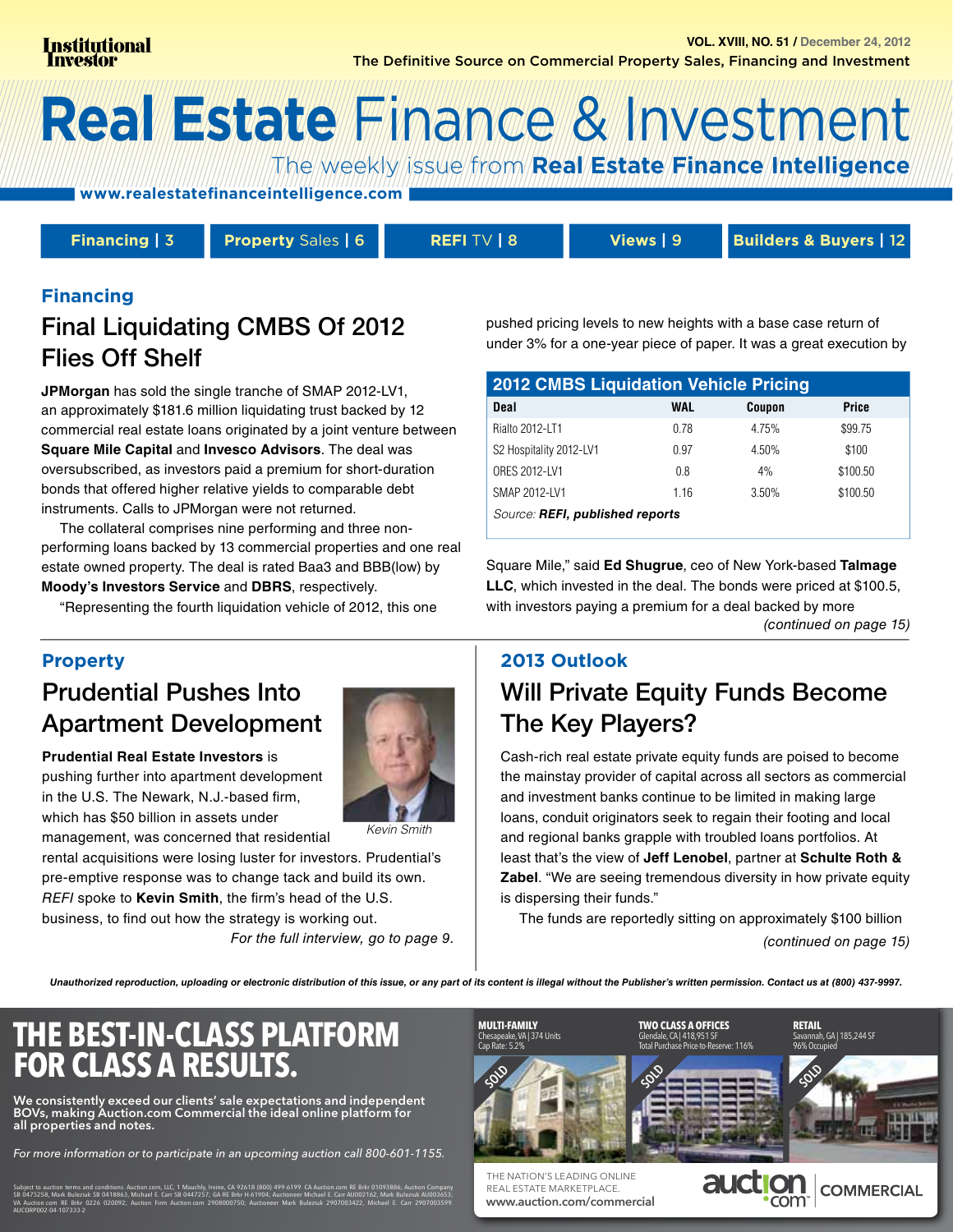Institutional Investor

VOL. XVIII, NO. 51 / December 24, 2012

The Definitive Source on Commercial Property Sales, Financing and Investment

# Real Estate Finance & Investment

The weekly issue from **Real Estate Finance Intelligence**

www.realestatefinanceintelligence.com

**Financing | 3** — **Property Sales | 6** — **REFI TV | 8** — **Views | 9** — **Builders & Buyers | 12**

## Financing

### Final Liquidating CMBS Of 2012 Flies Off Shelf

**JPMorgan** has sold the single tranche of SMAP 2012-LV1, an approximately $181.6 million liquidating trust backed by 12 commercial real estate loans originated by a joint venture between **Square Mile Capital** and **Invesco Advisors**. The deal was oversubscribed, as investors paid a premium for short-duration bonds that offered higher relative yields to comparable debt instruments. Calls to JPMorgan were not returned.

The collateral comprises nine performing and three non-performing loans backed by 13 commercial properties and one real estate owned property. The deal is rated Baa3 and BBB(low) by **Moody's Investors Service** and **DBRS**, respectively.

"Representing the fourth liquidation vehicle of 2012, this one pushed pricing levels to new heights with a base case return of under 3% for a one-year piece of paper. It was a great execution by Square Mile," said **Ed Shugrue**, ceo of New York-based **Talmage LLC**, which invested in the deal. The bonds were priced at $100.5, with investors paying a premium for a deal backed by more

*(continued on page 15)*

**2012 CMBS Liquidation Vehicle Pricing**

| Deal | WAL | Coupon | Price |
|---|---|---|---|
| Rialto 2012-LT1 | 0.78 | 4.75% | $99.75 |
| S2 Hospitality 2012-LV1 | 0.97 | 4.50% | $100 |
| ORES 2012-LV1 | 0.8 | 4% | $100.50 |
| SMAP 2012-LV1 | 1.16 | 3.50% | $100.50 |

Source: **REFI, published reports**

## Property

### Prudential Pushes Into Apartment Development

Kevin Smith

**Prudential Real Estate Investors** is pushing further into apartment development in the U.S. The Newark, N.J.-based firm, which has $50 billion in assets under management, was concerned that residential rental acquisitions were losing luster for investors. Prudential's pre-emptive response was to change tack and build its own. *REFI* spoke to **Kevin Smith**, the firm's head of the U.S. business, to find out how the strategy is working out.

*For the full interview, go to page 9.*

## 2013 Outlook

### Will Private Equity Funds Become The Key Players?

Cash-rich real estate private equity funds are poised to become the mainstay provider of capital across all sectors as commercial and investment banks continue to be limited in making large loans, conduit originators seek to regain their footing and local and regional banks grapple with troubled loans portfolios. At least that's the view of **Jeff Lenobel**, partner at **Schulte Roth & Zabel**. "We are seeing tremendous diversity in how private equity is dispersing their funds."

The funds are reportedly sitting on approximately $100 billion

*(continued on page 15)*

*Unauthorized reproduction, uploading or electronic distribution of this issue, or any part of its content is illegal without the Publisher's written permission. Contact us at (800) 437-9997.*

**THE BEST-IN-CLASS PLATFORM FOR CLASS A RESULTS.**

We consistently exceed our clients' sale expectations and independent BOVs, making Auction.com Commercial the ideal online platform for all properties and notes.

*For more information or to participate in an upcoming auction call 800-601-1155.*

MULTI-FAMILY — Chesapeake, VA | 374 Units — Cap Rate: 5.2% — SOLD

TWO CLASS A OFFICES — Glendale, CA | 418,951 SF — Total Purchase Price-to-Reserve: 116% — SOLD

RETAIL — Savannah, GA | 185,244 SF — 96% Occupied — SOLD

THE NATION'S LEADING ONLINE REAL ESTATE MARKETPLACE. www.auction.com/commercial

auction.com COMMERCIAL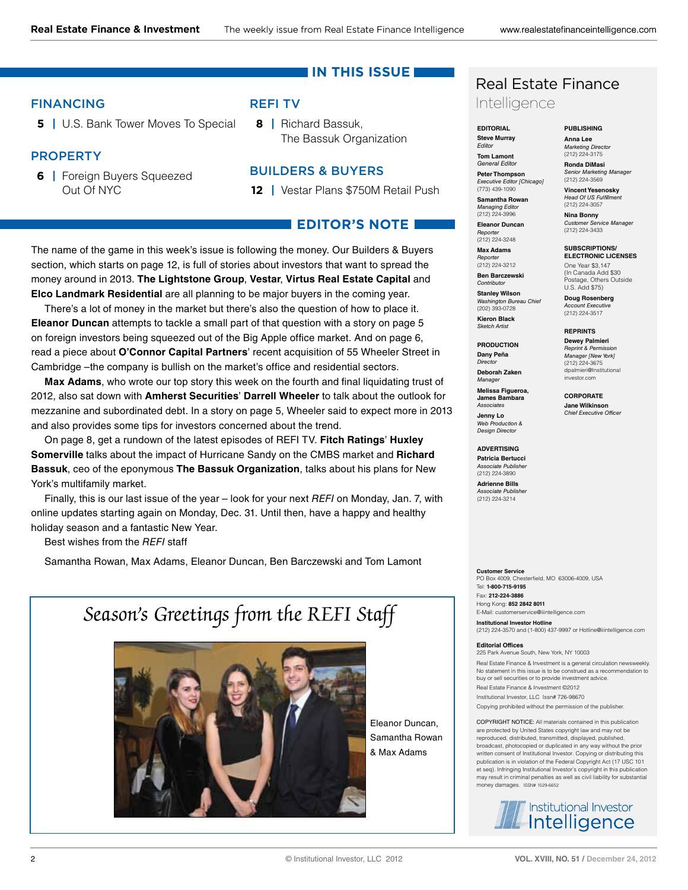# IN THIS ISSUE

## FINANCING

**5** | U.S. Bank Tower Moves To Special

## PROPERTY

**6** | Foreign Buyers Squeezed Out Of NYC

## REFI TV

**8** | Richard Bassuk, The Bassuk Organization

## BUILDERS & BUYERS

**12** | Vestar Plans $750M Retail Push

# EDITOR'S NOTE

The name of the game in this week's issue is following the money. Our Builders & Buyers section, which starts on page 12, is full of stories about investors that want to spread the money around in 2013. **The Lightstone Group**, **Vestar**, **Virtus Real Estate Capital** and **Elco Landmark Residential** are all planning to be major buyers in the coming year.

There's a lot of money in the market but there's also the question of how to place it. **Eleanor Duncan** attempts to tackle a small part of that question with a story on page 5 on foreign investors being squeezed out of the Big Apple office market. And on page 6, read a piece about **O'Connor Capital Partners**' recent acquisition of 55 Wheeler Street in Cambridge –the company is bullish on the market's office and residential sectors.

**Max Adams**, who wrote our top story this week on the fourth and final liquidating trust of 2012, also sat down with **Amherst Securities**' **Darrell Wheeler** to talk about the outlook for mezzanine and subordinated debt. In a story on page 5, Wheeler said to expect more in 2013 and also provides some tips for investors concerned about the trend.

On page 8, get a rundown of the latest episodes of REFI TV. **Fitch Ratings**' **Huxley Somerville** talks about the impact of Hurricane Sandy on the CMBS market and **Richard Bassuk**, ceo of the eponymous **The Bassuk Organization**, talks about his plans for New York's multifamily market.

Finally, this is our last issue of the year – look for your next *REFI* on Monday, Jan. 7, with online updates starting again on Monday, Dec. 31. Until then, have a happy and healthy holiday season and a fantastic New Year.

Best wishes from the *REFI* staff

Samantha Rowan, Max Adams, Eleanor Duncan, Ben Barczewski and Tom Lamont

*Season's Greetings from the REFI Staff*

Eleanor Duncan, Samantha Rowan & Max Adams

# Real Estate Finance Intelligence

**EDITORIAL**

**Steve Murray**
*Editor*

**Tom Lamont**
*General Editor*

**Peter Thompson**
*Executive Editor [Chicago]*
(773) 439-1090

**Samantha Rowan**
*Managing Editor*
(212) 224-3996

**Eleanor Duncan**
*Reporter*
(212) 224-3248

**Max Adams**
*Reporter*
(212) 224-3212

**Ben Barczewski**
*Contributor*

**Stanley Wilson**
*Washington Bureau Chief*
(202) 393-0728

**Kieron Black**
*Sketch Artist*

**PRODUCTION**

**Dany Peña**
*Director*

**Deborah Zaken**
*Manager*

**Melissa Figueroa, James Bambara**
*Associates*

**Jenny Lo**
*Web Production & Design Director*

**ADVERTISING**

**Patricia Bertucci**
*Associate Publisher*
(212) 224-3890

**Adrienne Bills**
*Associate Publisher*
(212) 224-3214

**PUBLISHING**

**Anna Lee**
*Marketing Director*
(212) 224-3175

**Ronda DiMasi**
*Senior Marketing Manager*
(212) 224-3569

**Vincent Yesenosky**
*Head Of US Fulfillment*
(212) 224-3057

**Nina Bonny**
*Customer Service Manager*
(212) 224-3433

**SUBSCRIPTIONS/ ELECTRONIC LICENSES**

One Year $3,147
(In Canada Add $30 Postage, Others Outside U.S. Add $75)

**Doug Rosenberg**
*Account Executive*
(212) 224-3517

**REPRINTS**

**Dewey Palmieri**
*Reprint & Permission Manager [New York]*
(212) 224-3675
dpalmieri@Institutionalinvestor.com

**CORPORATE**

**Jane Wilkinson**
*Chief Executive Officer*

**Customer Service**
PO Box 4009, Chesterfield, MO 63006-4009, USA
Tel: **1-800-715-9195**
Fax: **212-224-3886**
Hong Kong: **852 2842 8011**
E-Mail: customerservice@iiintelligence.com

**Institutional Investor Hotline**
(212) 224-3570 and (1-800) 437-9997 or Hotline@iiintelligence.com

**Editorial Offices**
225 Park Avenue South, New York, NY 10003

Real Estate Finance & Investment is a general circulation newsweekly. No statement in this issue is to be construed as a recommendation to buy or sell securities or to provide investment advice.

Real Estate Finance & Investment ©2012

Institutional Investor, LLC Issn# 726-98670

Copying prohibited without the permission of the publisher.

COPYRIGHT NOTICE: All materials contained in this publication are protected by United States copyright law and may not be reproduced, distributed, transmitted, displayed, published, broadcast, photocopied or duplicated in any way without the prior written consent of Institutional Investor. Copying or distributing this publication is in violation of the Federal Copyright Act (17 USC 101 et seq). Infringing Institutional Investor's copyright in this publication may result in criminal penalties as well as civil liability for substantial money damages. ISSN# 1529-6652

Institutional Investor Intelligence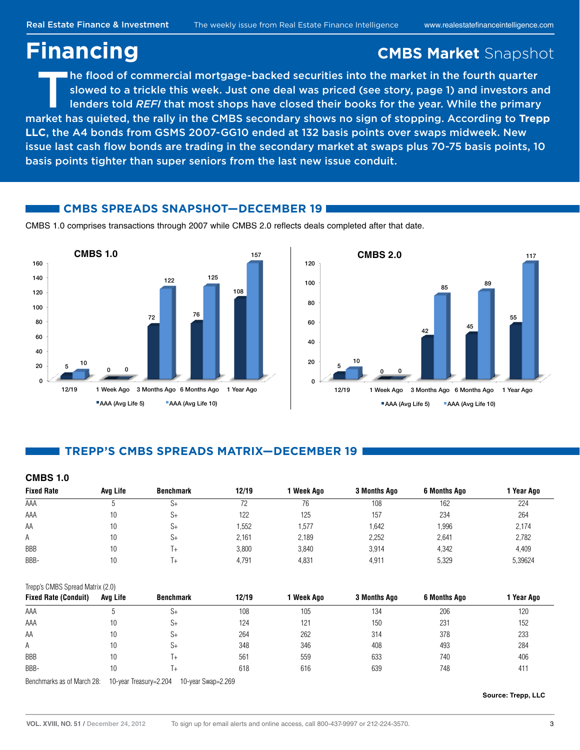# Financing

## CMBS Market Snapshot

**The flood of commercial mortgage-backed securities into the market in the fourth quarter slowed to a trickle this week. Just one deal was priced (see story, page 1) and investors and lenders told *REFI* that most shops have closed their books for the year. While the primary market has quieted, the rally in the CMBS secondary shows no sign of stopping. According to Trepp LLC, the A4 bonds from GSMS 2007-GG10 ended at 132 basis points over swaps midweek. New issue last cash flow bonds are trading in the secondary market at swaps plus 70-75 basis points, 10 basis points tighter than super seniors from the last new issue conduit.**

## CMBS SPREADS SNAPSHOT—DECEMBER 19

CMBS 1.0 comprises transactions through 2007 while CMBS 2.0 reflects deals completed after that date.

**CMBS 1.0**

| | 12/19 | 1 Week Ago | 3 Months Ago | 6 Months Ago | 1 Year Ago |
|---|---|---|---|---|---|
| AAA (Avg Life 5) | 5 | 0 | 72 | 76 | 108 |
| AAA (Avg Life 10) | 10 | 0 | 122 | 125 | 157 |

**CMBS 2.0**

| | 12/19 | 1 Week Ago | 3 Months Ago | 6 Months Ago | 1 Year Ago |
|---|---|---|---|---|---|
| AAA (Avg Life 5) | 5 | 0 | 42 | 45 | 55 |
| AAA (Avg Life 10) | 10 | 0 | 85 | 89 | 117 |

## TREPP'S CMBS SPREADS MATRIX—DECEMBER 19

### CMBS 1.0

| Fixed Rate | Avg Life | Benchmark | 12/19 | 1 Week Ago | 3 Months Ago | 6 Months Ago | 1 Year Ago |
|---|---|---|---|---|---|---|---|
| AAA | 5 | S+ | 72 | 76 | 108 | 162 | 224 |
| AAA | 10 | S+ | 122 | 125 | 157 | 234 | 264 |
| AA | 10 | S+ | 1,552 | 1,577 | 1,642 | 1,996 | 2,174 |
| A | 10 | S+ | 2,161 | 2,189 | 2,252 | 2,641 | 2,782 |
| BBB | 10 | T+ | 3,800 | 3,840 | 3,914 | 4,342 | 4,409 |
| BBB- | 10 | T+ | 4,791 | 4,831 | 4,911 | 5,329 | 5,39624 |

Trepp's CMBS Spread Matrix (2.0)

| Fixed Rate (Conduit) | Avg Life | Benchmark | 12/19 | 1 Week Ago | 3 Months Ago | 6 Months Ago | 1 Year Ago |
|---|---|---|---|---|---|---|---|
| AAA | 5 | S+ | 108 | 105 | 134 | 206 | 120 |
| AAA | 10 | S+ | 124 | 121 | 150 | 231 | 152 |
| AA | 10 | S+ | 264 | 262 | 314 | 378 | 233 |
| A | 10 | S+ | 348 | 346 | 408 | 493 | 284 |
| BBB | 10 | T+ | 561 | 559 | 633 | 740 | 406 |
| BBB- | 10 | T+ | 618 | 616 | 639 | 748 | 411 |

Benchmarks as of March 28: 10-year Treasury=2.204 10-year Swap=2.269

**Source: Trepp, LLC**

To sign up for email alerts and online access, call 800-437-9997 or 212-224-3570.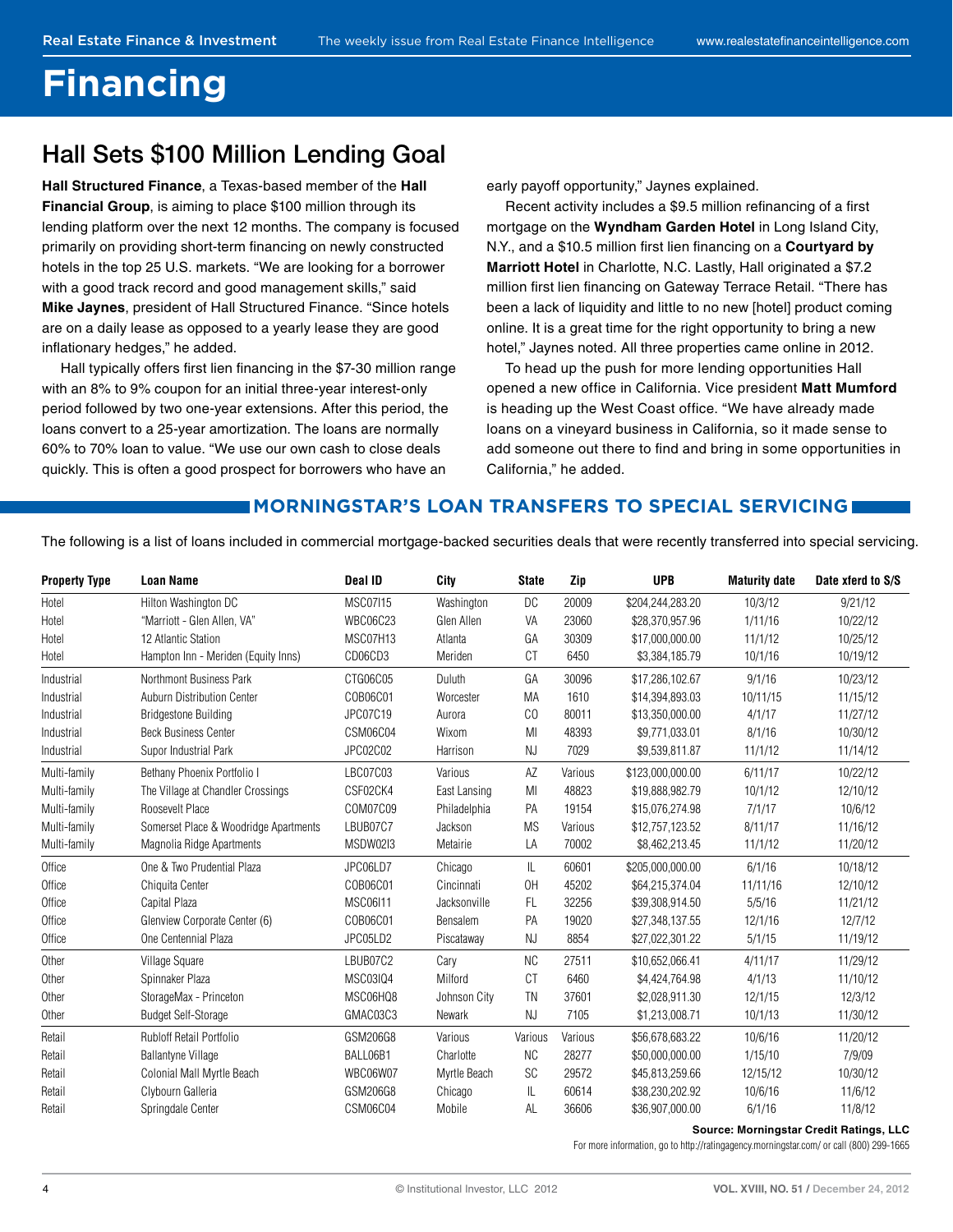# Financing

## Hall Sets $100 Million Lending Goal

**Hall Structured Finance**, a Texas-based member of the **Hall Financial Group**, is aiming to place $100 million through its lending platform over the next 12 months. The company is focused primarily on providing short-term financing on newly constructed hotels in the top 25 U.S. markets. "We are looking for a borrower with a good track record and good management skills," said **Mike Jaynes**, president of Hall Structured Finance. "Since hotels are on a daily lease as opposed to a yearly lease they are good inflationary hedges," he added.

Hall typically offers first lien financing in the $7-30 million range with an 8% to 9% coupon for an initial three-year interest-only period followed by two one-year extensions. After this period, the loans convert to a 25-year amortization. The loans are normally 60% to 70% loan to value. "We use our own cash to close deals quickly. This is often a good prospect for borrowers who have an early payoff opportunity," Jaynes explained.

Recent activity includes a $9.5 million refinancing of a first mortgage on the **Wyndham Garden Hotel** in Long Island City, N.Y., and a $10.5 million first lien financing on a **Courtyard by Marriott Hotel** in Charlotte, N.C. Lastly, Hall originated a $7.2 million first lien financing on Gateway Terrace Retail. "There has been a lack of liquidity and little to no new [hotel] product coming online. It is a great time for the right opportunity to bring a new hotel," Jaynes noted. All three properties came online in 2012.

To head up the push for more lending opportunities Hall opened a new office in California. Vice president **Matt Mumford** is heading up the West Coast office. "We have already made loans on a vineyard business in California, so it made sense to add someone out there to find and bring in some opportunities in California," he added.

## MORNINGSTAR'S LOAN TRANSFERS TO SPECIAL SERVICING

The following is a list of loans included in commercial mortgage-backed securities deals that were recently transferred into special servicing.

| Property Type | Loan Name | Deal ID | City | State | Zip | UPB | Maturity date | Date xferd to S/S |
|---|---|---|---|---|---|---|---|---|
| Hotel | Hilton Washington DC | MSC07I15 | Washington | DC | 20009 | $204,244,283.20 | 10/3/12 | 9/21/12 |
| Hotel | "Marriott - Glen Allen, VA" | WBC06C23 | Glen Allen | VA | 23060 | $28,370,957.96 | 1/11/16 | 10/22/12 |
| Hotel | 12 Atlantic Station | MSC07H13 | Atlanta | GA | 30309 | $17,000,000.00 | 11/1/12 | 10/25/12 |
| Hotel | Hampton Inn - Meriden (Equity Inns) | CD06CD3 | Meriden | CT | 6450 | $3,384,185.79 | 10/1/16 | 10/19/12 |
| Industrial | Northmont Business Park | CTG06C05 | Duluth | GA | 30096 | $17,286,102.67 | 9/1/16 | 10/23/12 |
| Industrial | Auburn Distribution Center | COB06C01 | Worcester | MA | 1610 | $14,394,893.03 | 10/11/15 | 11/15/12 |
| Industrial | Bridgestone Building | JPC07C19 | Aurora | CO | 80011 | $13,350,000.00 | 4/1/17 | 11/27/12 |
| Industrial | Beck Business Center | CSM06C04 | Wixom | MI | 48393 | $9,771,033.01 | 8/1/16 | 10/30/12 |
| Industrial | Supor Industrial Park | JPC02C02 | Harrison | NJ | 7029 | $9,539,811.87 | 11/1/12 | 11/14/12 |
| Multi-family | Bethany Phoenix Portfolio I | LBC07C03 | Various | AZ | Various | $123,000,000.00 | 6/11/17 | 10/22/12 |
| Multi-family | The Village at Chandler Crossings | CSF02CK4 | East Lansing | MI | 48823 | $19,888,982.79 | 10/1/12 | 12/10/12 |
| Multi-family | Roosevelt Place | COM07C09 | Philadelphia | PA | 19154 | $15,076,274.98 | 7/1/17 | 10/6/12 |
| Multi-family | Somerset Place & Woodridge Apartments | LBUB07C7 | Jackson | MS | Various | $12,757,123.52 | 8/11/17 | 11/16/12 |
| Multi-family | Magnolia Ridge Apartments | MSDW02I3 | Metairie | LA | 70002 | $8,462,213.45 | 11/1/12 | 11/20/12 |
| Office | One & Two Prudential Plaza | JPC06LD7 | Chicago | IL | 60601 | $205,000,000.00 | 6/1/16 | 10/18/12 |
| Office | Chiquita Center | COB06C01 | Cincinnati | OH | 45202 | $64,215,374.04 | 11/11/16 | 12/10/12 |
| Office | Capital Plaza | MSC06I11 | Jacksonville | FL | 32256 | $39,308,914.50 | 5/5/16 | 11/21/12 |
| Office | Glenview Corporate Center (6) | COB06C01 | Bensalem | PA | 19020 | $27,348,137.55 | 12/1/16 | 12/7/12 |
| Office | One Centennial Plaza | JPC05LD2 | Piscataway | NJ | 8854 | $27,022,301.22 | 5/1/15 | 11/19/12 |
| Other | Village Square | LBUB07C2 | Cary | NC | 27511 | $10,652,066.41 | 4/11/17 | 11/29/12 |
| Other | Spinnaker Plaza | MSC03IQ4 | Milford | CT | 6460 | $4,424,764.98 | 4/1/13 | 11/10/12 |
| Other | StorageMax - Princeton | MSC06HQ8 | Johnson City | TN | 37601 | $2,028,911.30 | 12/1/15 | 12/3/12 |
| Other | Budget Self-Storage | GMAC03C3 | Newark | NJ | 7105 | $1,213,008.71 | 10/1/13 | 11/30/12 |
| Retail | Rubloff Retail Portfolio | GSM206G8 | Various | Various | Various | $56,678,683.22 | 10/6/16 | 11/20/12 |
| Retail | Ballantyne Village | BALL06B1 | Charlotte | NC | 28277 | $50,000,000.00 | 1/15/10 | 7/9/09 |
| Retail | Colonial Mall Myrtle Beach | WBC06W07 | Myrtle Beach | SC | 29572 | $45,813,259.66 | 12/15/12 | 10/30/12 |
| Retail | Clybourn Galleria | GSM206G8 | Chicago | IL | 60614 | $38,230,202.92 | 10/6/16 | 11/6/12 |
| Retail | Springdale Center | CSM06C04 | Mobile | AL | 36606 | $36,907,000.00 | 6/1/16 | 11/8/12 |

**Source: Morningstar Credit Ratings, LLC**

For more information, go to http://ratingagency.morningstar.com/ or call (800) 299-1665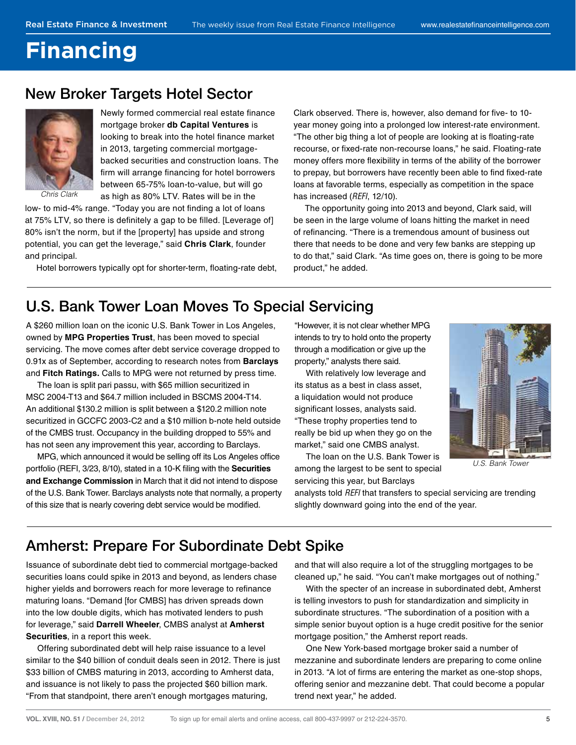# Financing

## New Broker Targets Hotel Sector

Chris Clark

Newly formed commercial real estate finance mortgage broker **db Capital Ventures** is looking to break into the hotel finance market in 2013, targeting commercial mortgage-backed securities and construction loans. The firm will arrange financing for hotel borrowers between 65-75% loan-to-value, but will go as high as 80% LTV. Rates will be in the low- to mid-4% range. "Today you are not finding a lot of loans at 75% LTV, so there is definitely a gap to be filled. [Leverage of] 80% isn't the norm, but if the [property] has upside and strong potential, you can get the leverage," said **Chris Clark**, founder and principal.

Hotel borrowers typically opt for shorter-term, floating-rate debt, Clark observed. There is, however, also demand for five- to 10-year money going into a prolonged low interest-rate environment. "The other big thing a lot of people are looking at is floating-rate recourse, or fixed-rate non-recourse loans," he said. Floating-rate money offers more flexibility in terms of the ability of the borrower to prepay, but borrowers have recently been able to find fixed-rate loans at favorable terms, especially as competition in the space has increased (*REFI*, 12/10).

The opportunity going into 2013 and beyond, Clark said, will be seen in the large volume of loans hitting the market in need of refinancing. "There is a tremendous amount of business out there that needs to be done and very few banks are stepping up to do that," said Clark. "As time goes on, there is going to be more product," he added.

## U.S. Bank Tower Loan Moves To Special Servicing

A $260 million loan on the iconic U.S. Bank Tower in Los Angeles, owned by **MPG Properties Trust**, has been moved to special servicing. The move comes after debt service coverage dropped to 0.91x as of September, according to research notes from **Barclays** and **Fitch Ratings.** Calls to MPG were not returned by press time.

The loan is split pari passu, with $65 million securitized in MSC 2004-T13 and $64.7 million included in BSCMS 2004-T14. An additional $130.2 million is split between a $120.2 million note securitized in GCCFC 2003-C2 and a $10 million b-note held outside of the CMBS trust. Occupancy in the building dropped to 55% and has not seen any improvement this year, according to Barclays.

MPG, which announced it would be selling off its Los Angeles office portfolio (REFI, 3/23, 8/10), stated in a 10-K filing with the **Securities and Exchange Commission** in March that it did not intend to dispose of the U.S. Bank Tower. Barclays analysts note that normally, a property of this size that is nearly covering debt service would be modified. "However, it is not clear whether MPG intends to try to hold onto the property through a modification or give up the property," analysts there said.

With relatively low leverage and its status as a best in class asset, a liquidation would not produce significant losses, analysts said. "These trophy properties tend to really be bid up when they go on the market," said one CMBS analyst.

The loan on the U.S. Bank Tower is among the largest to be sent to special servicing this year, but Barclays analysts told *REFI* that transfers to special servicing are trending slightly downward going into the end of the year.

U.S. Bank Tower

## Amherst: Prepare For Subordinate Debt Spike

Issuance of subordinate debt tied to commercial mortgage-backed securities loans could spike in 2013 and beyond, as lenders chase higher yields and borrowers reach for more leverage to refinance maturing loans. "Demand [for CMBS] has driven spreads down into the low double digits, which has motivated lenders to push for leverage," said **Darrell Wheeler**, CMBS analyst at **Amherst Securities**, in a report this week.

Offering subordinated debt will help raise issuance to a level similar to the $40 billion of conduit deals seen in 2012. There is just $33 billion of CMBS maturing in 2013, according to Amherst data, and issuance is not likely to pass the projected $60 billion mark. "From that standpoint, there aren't enough mortgages maturing, and that will also require a lot of the struggling mortgages to be cleaned up," he said. "You can't make mortgages out of nothing."

With the specter of an increase in subordinated debt, Amherst is telling investors to push for standardization and simplicity in subordinate structures. "The subordination of a position with a simple senior buyout option is a huge credit positive for the senior mortgage position," the Amherst report reads.

One New York-based mortgage broker said a number of mezzanine and subordinate lenders are preparing to come online in 2013. "A lot of firms are entering the market as one-stop shops, offering senior and mezzanine debt. That could become a popular trend next year," he added.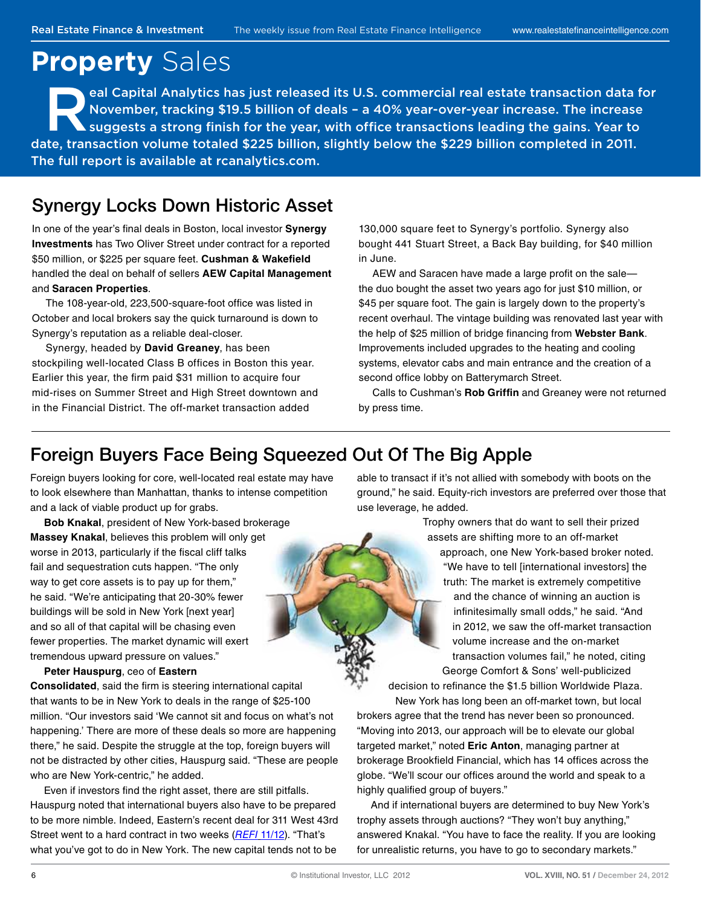# Property Sales

Real Capital Analytics has just released its U.S. commercial real estate transaction data for November, tracking $19.5 billion of deals – a 40% year-over-year increase. The increase suggests a strong finish for the year, with office transactions leading the gains. Year to date, transaction volume totaled $225 billion, slightly below the $229 billion completed in 2011. The full report is available at rcanalytics.com.

## Synergy Locks Down Historic Asset

In one of the year's final deals in Boston, local investor **Synergy Investments** has Two Oliver Street under contract for a reported $50 million, or $225 per square feet. **Cushman & Wakefield** handled the deal on behalf of sellers **AEW Capital Management** and **Saracen Properties**.

The 108-year-old, 223,500-square-foot office was listed in October and local brokers say the quick turnaround is down to Synergy's reputation as a reliable deal-closer.

Synergy, headed by **David Greaney**, has been stockpiling well-located Class B offices in Boston this year. Earlier this year, the firm paid $31 million to acquire four mid-rises on Summer Street and High Street downtown and in the Financial District. The off-market transaction added 130,000 square feet to Synergy's portfolio. Synergy also bought 441 Stuart Street, a Back Bay building, for $40 million in June.

AEW and Saracen have made a large profit on the sale—the duo bought the asset two years ago for just $10 million, or $45 per square foot. The gain is largely down to the property's recent overhaul. The vintage building was renovated last year with the help of $25 million of bridge financing from **Webster Bank**. Improvements included upgrades to the heating and cooling systems, elevator cabs and main entrance and the creation of a second office lobby on Batterymarch Street.

Calls to Cushman's **Rob Griffin** and Greaney were not returned by press time.

## Foreign Buyers Face Being Squeezed Out Of The Big Apple

Foreign buyers looking for core, well-located real estate may have to look elsewhere than Manhattan, thanks to intense competition and a lack of viable product up for grabs.

**Bob Knakal**, president of New York-based brokerage **Massey Knakal**, believes this problem will only get worse in 2013, particularly if the fiscal cliff talks fail and sequestration cuts happen. "The only way to get core assets is to pay up for them," he said. "We're anticipating that 20-30% fewer buildings will be sold in New York [next year] and so all of that capital will be chasing even fewer properties. The market dynamic will exert tremendous upward pressure on values."

**Peter Hauspurg**, ceo of **Eastern Consolidated**, said the firm is steering international capital that wants to be in New York to deals in the range of $25-100 million. "Our investors said 'We cannot sit and focus on what's not happening.' There are more of these deals so more are happening there," he said. Despite the struggle at the top, foreign buyers will not be distracted by other cities, Hauspurg said. "These are people who are New York-centric," he added.

Even if investors find the right asset, there are still pitfalls. Hauspurg noted that international buyers also have to be prepared to be more nimble. Indeed, Eastern's recent deal for 311 West 43rd Street went to a hard contract in two weeks (*REFI* 11/12). "That's what you've got to do in New York. The new capital tends not to be able to transact if it's not allied with somebody with boots on the ground," he said. Equity-rich investors are preferred over those that use leverage, he added.

Trophy owners that do want to sell their prized assets are shifting more to an off-market approach, one New York-based broker noted. "We have to tell [international investors] the truth: The market is extremely competitive and the chance of winning an auction is infinitesimally small odds," he said. "And in 2012, we saw the off-market transaction volume increase and the on-market transaction volumes fail," he noted, citing George Comfort & Sons' well-publicized decision to refinance the $1.5 billion Worldwide Plaza.

New York has long been an off-market town, but local brokers agree that the trend has never been so pronounced. "Moving into 2013, our approach will be to elevate our global targeted market," noted **Eric Anton**, managing partner at brokerage Brookfield Financial, which has 14 offices across the globe. "We'll scour our offices around the world and speak to a highly qualified group of buyers."

And if international buyers are determined to buy New York's trophy assets through auctions? "They won't buy anything," answered Knakal. "You have to face the reality. If you are looking for unrealistic returns, you have to go to secondary markets."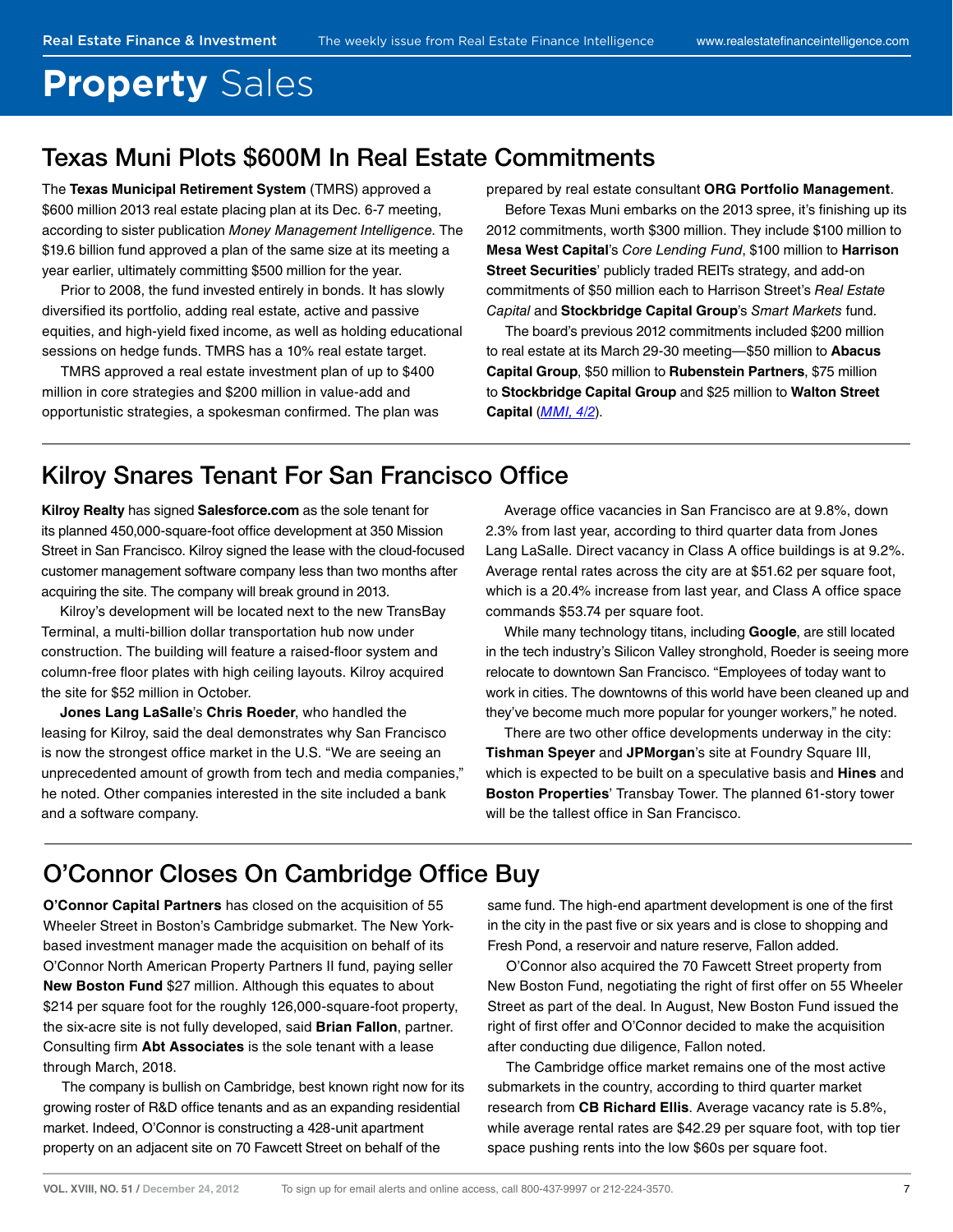# Property Sales

## Texas Muni Plots $600M In Real Estate Commitments

The **Texas Municipal Retirement System** (TMRS) approved a $600 million 2013 real estate placing plan at its Dec. 6-7 meeting, according to sister publication *Money Management Intelligence*. The $19.6 billion fund approved a plan of the same size at its meeting a year earlier, ultimately committing $500 million for the year.

Prior to 2008, the fund invested entirely in bonds. It has slowly diversified its portfolio, adding real estate, active and passive equities, and high-yield fixed income, as well as holding educational sessions on hedge funds. TMRS has a 10% real estate target.

TMRS approved a real estate investment plan of up to $400 million in core strategies and $200 million in value-add and opportunistic strategies, a spokesman confirmed. The plan was prepared by real estate consultant **ORG Portfolio Management**.

Before Texas Muni embarks on the 2013 spree, it's finishing up its 2012 commitments, worth $300 million. They include $100 million to **Mesa West Capital**'s *Core Lending Fund*, $100 million to **Harrison Street Securities**' publicly traded REITs strategy, and add-on commitments of $50 million each to Harrison Street's *Real Estate Capital* and **Stockbridge Capital Group**'s *Smart Markets* fund.

The board's previous 2012 commitments included $200 million to real estate at its March 29-30 meeting—$50 million to **Abacus Capital Group**, $50 million to **Rubenstein Partners**, $75 million to **Stockbridge Capital Group** and $25 million to **Walton Street Capital** (*MMI, 4/2*).

## Kilroy Snares Tenant For San Francisco Office

**Kilroy Realty** has signed **Salesforce.com** as the sole tenant for its planned 450,000-square-foot office development at 350 Mission Street in San Francisco. Kilroy signed the lease with the cloud-focused customer management software company less than two months after acquiring the site. The company will break ground in 2013.

Kilroy's development will be located next to the new TransBay Terminal, a multi-billion dollar transportation hub now under construction. The building will feature a raised-floor system and column-free floor plates with high ceiling layouts. Kilroy acquired the site for $52 million in October.

**Jones Lang LaSalle**'s **Chris Roeder**, who handled the leasing for Kilroy, said the deal demonstrates why San Francisco is now the strongest office market in the U.S. "We are seeing an unprecedented amount of growth from tech and media companies," he noted. Other companies interested in the site included a bank and a software company.

Average office vacancies in San Francisco are at 9.8%, down 2.3% from last year, according to third quarter data from Jones Lang LaSalle. Direct vacancy in Class A office buildings is at 9.2%. Average rental rates across the city are at $51.62 per square foot, which is a 20.4% increase from last year, and Class A office space commands $53.74 per square foot.

While many technology titans, including **Google**, are still located in the tech industry's Silicon Valley stronghold, Roeder is seeing more relocate to downtown San Francisco. "Employees of today want to work in cities. The downtowns of this world have been cleaned up and they've become much more popular for younger workers," he noted.

There are two other office developments underway in the city: **Tishman Speyer** and **JPMorgan**'s site at Foundry Square III, which is expected to be built on a speculative basis and **Hines** and **Boston Properties**' Transbay Tower. The planned 61-story tower will be the tallest office in San Francisco.

## O'Connor Closes On Cambridge Office Buy

**O'Connor Capital Partners** has closed on the acquisition of 55 Wheeler Street in Boston's Cambridge submarket. The New York-based investment manager made the acquisition on behalf of its O'Connor North American Property Partners II fund, paying seller **New Boston Fund** $27 million. Although this equates to about $214 per square foot for the roughly 126,000-square-foot property, the six-acre site is not fully developed, said **Brian Fallon**, partner. Consulting firm **Abt Associates** is the sole tenant with a lease through March, 2018.

The company is bullish on Cambridge, best known right now for its growing roster of R&D office tenants and as an expanding residential market. Indeed, O'Connor is constructing a 428-unit apartment property on an adjacent site on 70 Fawcett Street on behalf of the same fund. The high-end apartment development is one of the first in the city in the past five or six years and is close to shopping and Fresh Pond, a reservoir and nature reserve, Fallon added.

O'Connor also acquired the 70 Fawcett Street property from New Boston Fund, negotiating the right of first offer on 55 Wheeler Street as part of the deal. In August, New Boston Fund issued the right of first offer and O'Connor decided to make the acquisition after conducting due diligence, Fallon noted.

The Cambridge office market remains one of the most active submarkets in the country, according to third quarter market research from **CB Richard Ellis**. Average vacancy rate is 5.8%, while average rental rates are $42.29 per square foot, with top tier space pushing rents into the low $60s per square foot.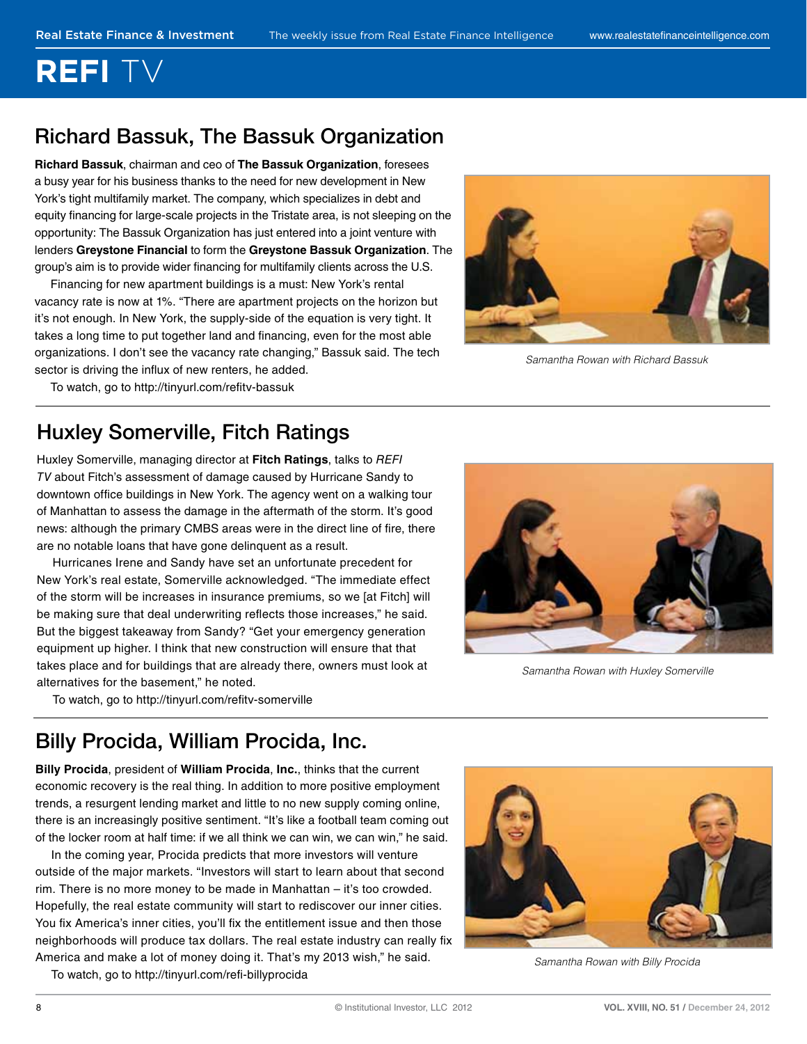# REFI TV

## Richard Bassuk, The Bassuk Organization

**Richard Bassuk**, chairman and ceo of **The Bassuk Organization**, foresees a busy year for his business thanks to the need for new development in New York's tight multifamily market. The company, which specializes in debt and equity financing for large-scale projects in the Tristate area, is not sleeping on the opportunity: The Bassuk Organization has just entered into a joint venture with lenders **Greystone Financial** to form the **Greystone Bassuk Organization**. The group's aim is to provide wider financing for multifamily clients across the U.S.

Financing for new apartment buildings is a must: New York's rental vacancy rate is now at 1%. "There are apartment projects on the horizon but it's not enough. In New York, the supply-side of the equation is very tight. It takes a long time to put together land and financing, even for the most able organizations. I don't see the vacancy rate changing," Bassuk said. The tech sector is driving the influx of new renters, he added.

To watch, go to http://tinyurl.com/refitv-bassuk

*Samantha Rowan with Richard Bassuk*

## Huxley Somerville, Fitch Ratings

Huxley Somerville, managing director at **Fitch Ratings**, talks to *REFI TV* about Fitch's assessment of damage caused by Hurricane Sandy to downtown office buildings in New York. The agency went on a walking tour of Manhattan to assess the damage in the aftermath of the storm. It's good news: although the primary CMBS areas were in the direct line of fire, there are no notable loans that have gone delinquent as a result.

Hurricanes Irene and Sandy have set an unfortunate precedent for New York's real estate, Somerville acknowledged. "The immediate effect of the storm will be increases in insurance premiums, so we [at Fitch] will be making sure that deal underwriting reflects those increases," he said. But the biggest takeaway from Sandy? "Get your emergency generation equipment up higher. I think that new construction will ensure that that takes place and for buildings that are already there, owners must look at alternatives for the basement," he noted.

To watch, go to http://tinyurl.com/refitv-somerville

*Samantha Rowan with Huxley Somerville*

## Billy Procida, William Procida, Inc.

**Billy Procida**, president of **William Procida**, **Inc.**, thinks that the current economic recovery is the real thing. In addition to more positive employment trends, a resurgent lending market and little to no new supply coming online, there is an increasingly positive sentiment. "It's like a football team coming out of the locker room at half time: if we all think we can win, we can win," he said.

In the coming year, Procida predicts that more investors will venture outside of the major markets. "Investors will start to learn about that second rim. There is no more money to be made in Manhattan – it's too crowded. Hopefully, the real estate community will start to rediscover our inner cities. You fix America's inner cities, you'll fix the entitlement issue and then those neighborhoods will produce tax dollars. The real estate industry can really fix America and make a lot of money doing it. That's my 2013 wish," he said.

To watch, go to http://tinyurl.com/refi-billyprocida

*Samantha Rowan with Billy Procida*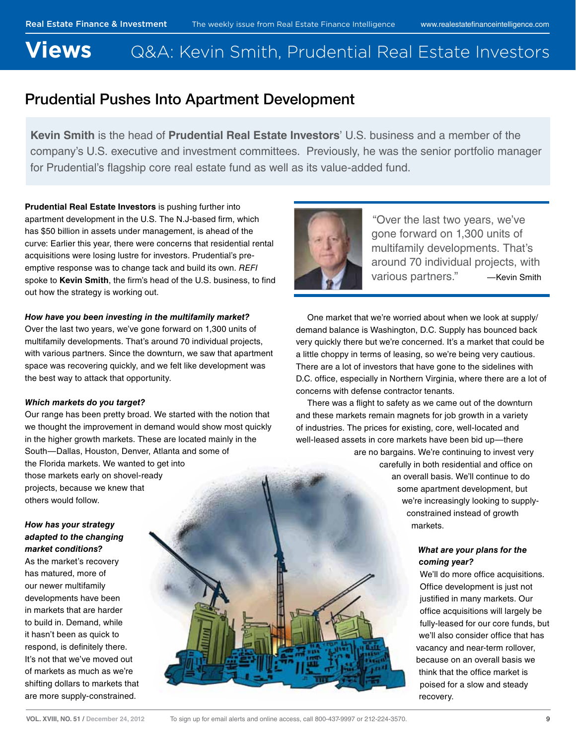# Views — Q&A: Kevin Smith, Prudential Real Estate Investors

## Prudential Pushes Into Apartment Development

**Kevin Smith** is the head of **Prudential Real Estate Investors**' U.S. business and a member of the company's U.S. executive and investment committees. Previously, he was the senior portfolio manager for Prudential's flagship core real estate fund as well as its value-added fund.

**Prudential Real Estate Investors** is pushing further into apartment development in the U.S. The N.J-based firm, which has $50 billion in assets under management, is ahead of the curve: Earlier this year, there were concerns that residential rental acquisitions were losing lustre for investors. Prudential's pre-emptive response was to change tack and build its own. *REFI* spoke to **Kevin Smith**, the firm's head of the U.S. business, to find out how the strategy is working out.

> "Over the last two years, we've gone forward on 1,300 units of multifamily developments. That's around 70 individual projects, with various partners." —Kevin Smith

***How have you been investing in the multifamily market?***
Over the last two years, we've gone forward on 1,300 units of multifamily developments. That's around 70 individual projects, with various partners. Since the downturn, we saw that apartment space was recovering quickly, and we felt like development was the best way to attack that opportunity.

***Which markets do you target?***
Our range has been pretty broad. We started with the notion that we thought the improvement in demand would show most quickly in the higher growth markets. These are located mainly in the South—Dallas, Houston, Denver, Atlanta and some of the Florida markets. We wanted to get into those markets early on shovel-ready projects, because we knew that others would follow.

***How has your strategy adapted to the changing market conditions?***
As the market's recovery has matured, more of our newer multifamily developments have been in markets that are harder to build in. Demand, while it hasn't been as quick to respond, is definitely there. It's not that we've moved out of markets as much as we're shifting dollars to markets that are more supply-constrained.

One market that we're worried about when we look at supply/demand balance is Washington, D.C. Supply has bounced back very quickly there but we're concerned. It's a market that could be a little choppy in terms of leasing, so we're being very cautious. There are a lot of investors that have gone to the sidelines with D.C. office, especially in Northern Virginia, where there are a lot of concerns with defense contractor tenants.

There was a flight to safety as we came out of the downturn and these markets remain magnets for job growth in a variety of industries. The prices for existing, core, well-located and well-leased assets in core markets have been bid up—there are no bargains. We're continuing to invest very carefully in both residential and office on an overall basis. We'll continue to do some apartment development, but we're increasingly looking to supply-constrained instead of growth markets.

***What are your plans for the coming year?***
We'll do more office acquisitions. Office development is just not justified in many markets. Our office acquisitions will largely be fully-leased for our core funds, but we'll also consider office that has vacancy and near-term rollover, because on an overall basis we think that the office market is poised for a slow and steady recovery.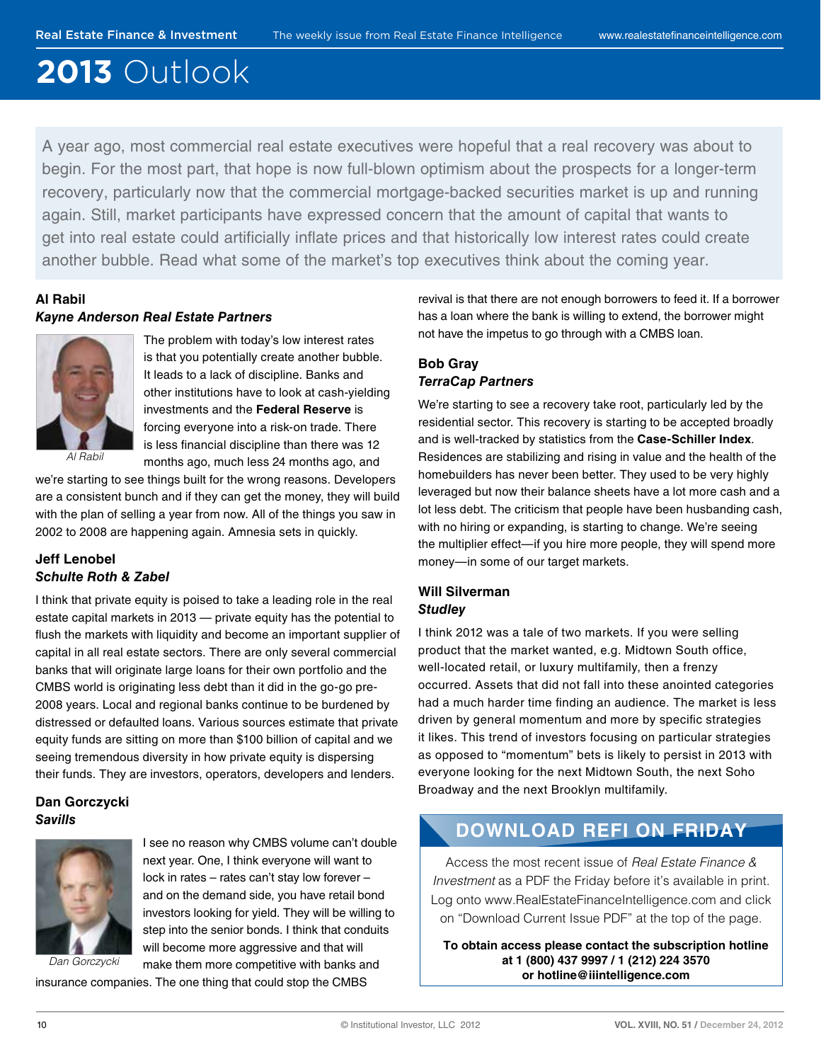# **2013** Outlook

A year ago, most commercial real estate executives were hopeful that a real recovery was about to begin. For the most part, that hope is now full-blown optimism about the prospects for a longer-term recovery, particularly now that the commercial mortgage-backed securities market is up and running again. Still, market participants have expressed concern that the amount of capital that wants to get into real estate could artificially inflate prices and that historically low interest rates could create another bubble. Read what some of the market's top executives think about the coming year.

**Al Rabil**
***Kayne Anderson Real Estate Partners***

Al Rabil

The problem with today's low interest rates is that you potentially create another bubble. It leads to a lack of discipline. Banks and other institutions have to look at cash-yielding investments and the **Federal Reserve** is forcing everyone into a risk-on trade. There is less financial discipline than there was 12 months ago, much less 24 months ago, and we're starting to see things built for the wrong reasons. Developers are a consistent bunch and if they can get the money, they will build with the plan of selling a year from now. All of the things you saw in 2002 to 2008 are happening again. Amnesia sets in quickly.

**Jeff Lenobel**
***Schulte Roth & Zabel***

I think that private equity is poised to take a leading role in the real estate capital markets in 2013 — private equity has the potential to flush the markets with liquidity and become an important supplier of capital in all real estate sectors. There are only several commercial banks that will originate large loans for their own portfolio and the CMBS world is originating less debt than it did in the go-go pre-2008 years. Local and regional banks continue to be burdened by distressed or defaulted loans. Various sources estimate that private equity funds are sitting on more than $100 billion of capital and we seeing tremendous diversity in how private equity is dispersing their funds. They are investors, operators, developers and lenders.

**Dan Gorczycki**
***Savills***

Dan Gorczycki

I see no reason why CMBS volume can't double next year. One, I think everyone will want to lock in rates – rates can't stay low forever – and on the demand side, you have retail bond investors looking for yield. They will be willing to step into the senior bonds. I think that conduits will become more aggressive and that will make them more competitive with banks and insurance companies. The one thing that could stop the CMBS revival is that there are not enough borrowers to feed it. If a borrower has a loan where the bank is willing to extend, the borrower might not have the impetus to go through with a CMBS loan.

**Bob Gray**
***TerraCap Partners***

We're starting to see a recovery take root, particularly led by the residential sector. This recovery is starting to be accepted broadly and is well-tracked by statistics from the **Case-Schiller Index**. Residences are stabilizing and rising in value and the health of the homebuilders has never been better. They used to be very highly leveraged but now their balance sheets have a lot more cash and a lot less debt. The criticism that people have been husbanding cash, with no hiring or expanding, is starting to change. We're seeing the multiplier effect—if you hire more people, they will spend more money—in some of our target markets.

**Will Silverman**
***Studley***

I think 2012 was a tale of two markets. If you were selling product that the market wanted, e.g. Midtown South office, well-located retail, or luxury multifamily, then a frenzy occurred. Assets that did not fall into these anointed categories had a much harder time finding an audience. The market is less driven by general momentum and more by specific strategies it likes. This trend of investors focusing on particular strategies as opposed to "momentum" bets is likely to persist in 2013 with everyone looking for the next Midtown South, the next Soho Broadway and the next Brooklyn multifamily.

## DOWNLOAD REFI ON FRIDAY

Access the most recent issue of *Real Estate Finance & Investment* as a PDF the Friday before it's available in print. Log onto www.RealEstateFinanceIntelligence.com and click on "Download Current Issue PDF" at the top of the page.

**To obtain access please contact the subscription hotline at 1 (800) 437 9997 / 1 (212) 224 3570 or hotline@iiintelligence.com**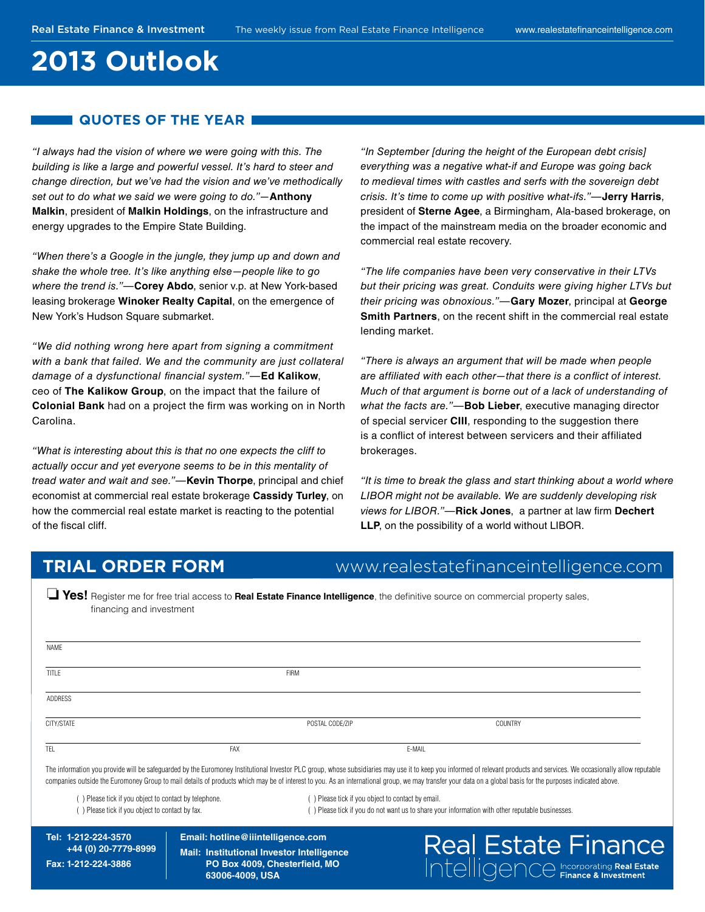# 2013 Outlook

## QUOTES OF THE YEAR

*"I always had the vision of where we were going with this. The building is like a large and powerful vessel. It's hard to steer and change direction, but we've had the vision and we've methodically set out to do what we said we were going to do."*—**Anthony Malkin**, president of **Malkin Holdings**, on the infrastructure and energy upgrades to the Empire State Building.

*"When there's a Google in the jungle, they jump up and down and shake the whole tree. It's like anything else—people like to go where the trend is."*—**Corey Abdo**, senior v.p. at New York-based leasing brokerage **Winoker Realty Capital**, on the emergence of New York's Hudson Square submarket.

*"We did nothing wrong here apart from signing a commitment with a bank that failed. We and the community are just collateral damage of a dysfunctional financial system."*—**Ed Kalikow**, ceo of **The Kalikow Group**, on the impact that the failure of **Colonial Bank** had on a project the firm was working on in North Carolina.

*"What is interesting about this is that no one expects the cliff to actually occur and yet everyone seems to be in this mentality of tread water and wait and see."*—**Kevin Thorpe**, principal and chief economist at commercial real estate brokerage **Cassidy Turley**, on how the commercial real estate market is reacting to the potential of the fiscal cliff.

*"In September [during the height of the European debt crisis] everything was a negative what-if and Europe was going back to medieval times with castles and serfs with the sovereign debt crisis. It's time to come up with positive what-ifs."*—**Jerry Harris**, president of **Sterne Agee**, a Birmingham, Ala-based brokerage, on the impact of the mainstream media on the broader economic and commercial real estate recovery.

*"The life companies have been very conservative in their LTVs but their pricing was great. Conduits were giving higher LTVs but their pricing was obnoxious."*—**Gary Mozer**, principal at **George Smith Partners**, on the recent shift in the commercial real estate lending market.

*"There is always an argument that will be made when people are affiliated with each other—that there is a conflict of interest. Much of that argument is borne out of a lack of understanding of what the facts are."*—**Bob Lieber**, executive managing director of special servicer **CIII**, responding to the suggestion there is a conflict of interest between servicers and their affiliated brokerages.

*"It is time to break the glass and start thinking about a world where LIBOR might not be available. We are suddenly developing risk views for LIBOR."*—**Rick Jones**, a partner at law firm **Dechert LLP**, on the possibility of a world without LIBOR.

## TRIAL ORDER FORM

www.realestatefinanceintelligence.com

❏ **Yes!** Register me for free trial access to **Real Estate Finance Intelligence**, the definitive source on commercial property sales, financing and investment

NAME

TITLE FIRM

ADDRESS

CITY/STATE POSTAL CODE/ZIP COUNTRY

TEL FAX E-MAIL

The information you provide will be safeguarded by the Euromoney Institutional Investor PLC group, whose subsidiaries may use it to keep you informed of relevant products and services. We occasionally allow reputable companies outside the Euromoney Group to mail details of products which may be of interest to you. As an international group, we may transfer your data on a global basis for the purposes indicated above.

( ) Please tick if you object to contact by telephone.
( ) Please tick if you object to contact by fax.
( ) Please tick if you object to contact by email.
( ) Please tick if you do not want us to share your information with other reputable businesses.

**Tel: 1-212-224-3570**
**+44 (0) 20-7779-8999**
**Fax: 1-212-224-3886**

**Email: hotline@iiintelligence.com**
**Mail: Institutional Investor Intelligence**
**PO Box 4009, Chesterfield, MO 63006-4009, USA**

Real Estate Finance Intelligence Incorporating **Real Estate Finance & Investment**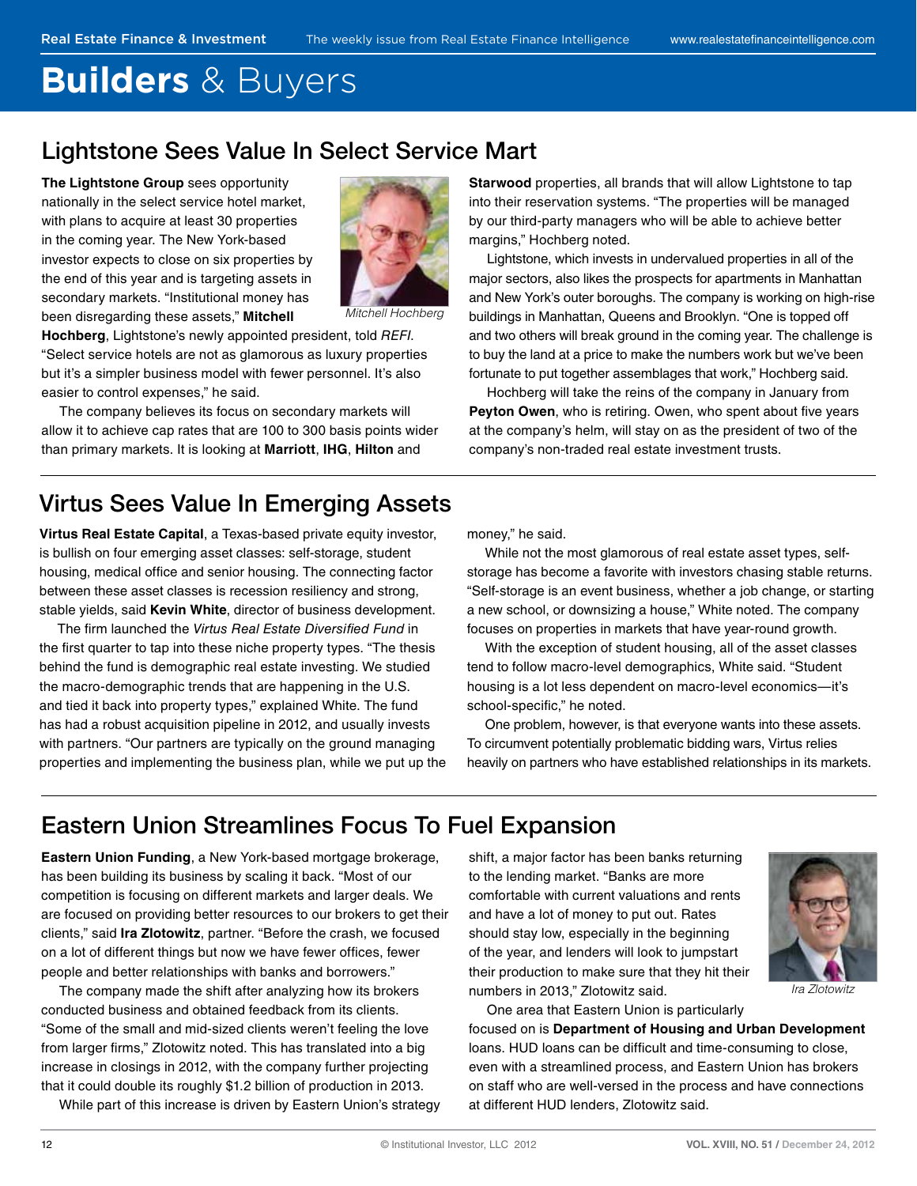# Builders & Buyers

## Lightstone Sees Value In Select Service Mart

**The Lightstone Group** sees opportunity nationally in the select service hotel market, with plans to acquire at least 30 properties in the coming year. The New York-based investor expects to close on six properties by the end of this year and is targeting assets in secondary markets. "Institutional money has been disregarding these assets," **Mitchell Hochberg**, Lightstone's newly appointed president, told *REFI*. "Select service hotels are not as glamorous as luxury properties but it's a simpler business model with fewer personnel. It's also easier to control expenses," he said.

Mitchell Hochberg

The company believes its focus on secondary markets will allow it to achieve cap rates that are 100 to 300 basis points wider than primary markets. It is looking at **Marriott**, **IHG**, **Hilton** and **Starwood** properties, all brands that will allow Lightstone to tap into their reservation systems. "The properties will be managed by our third-party managers who will be able to achieve better margins," Hochberg noted.

Lightstone, which invests in undervalued properties in all of the major sectors, also likes the prospects for apartments in Manhattan and New York's outer boroughs. The company is working on high-rise buildings in Manhattan, Queens and Brooklyn. "One is topped off and two others will break ground in the coming year. The challenge is to buy the land at a price to make the numbers work but we've been fortunate to put together assemblages that work," Hochberg said.

Hochberg will take the reins of the company in January from **Peyton Owen**, who is retiring. Owen, who spent about five years at the company's helm, will stay on as the president of two of the company's non-traded real estate investment trusts.

## Virtus Sees Value In Emerging Assets

**Virtus Real Estate Capital**, a Texas-based private equity investor, is bullish on four emerging asset classes: self-storage, student housing, medical office and senior housing. The connecting factor between these asset classes is recession resiliency and strong, stable yields, said **Kevin White**, director of business development.

The firm launched the *Virtus Real Estate Diversified Fund* in the first quarter to tap into these niche property types. "The thesis behind the fund is demographic real estate investing. We studied the macro-demographic trends that are happening in the U.S. and tied it back into property types," explained White. The fund has had a robust acquisition pipeline in 2012, and usually invests with partners. "Our partners are typically on the ground managing properties and implementing the business plan, while we put up the money," he said.

While not the most glamorous of real estate asset types, self-storage has become a favorite with investors chasing stable returns. "Self-storage is an event business, whether a job change, or starting a new school, or downsizing a house," White noted. The company focuses on properties in markets that have year-round growth.

With the exception of student housing, all of the asset classes tend to follow macro-level demographics, White said. "Student housing is a lot less dependent on macro-level economics—it's school-specific," he noted.

One problem, however, is that everyone wants into these assets. To circumvent potentially problematic bidding wars, Virtus relies heavily on partners who have established relationships in its markets.

## Eastern Union Streamlines Focus To Fuel Expansion

**Eastern Union Funding**, a New York-based mortgage brokerage, has been building its business by scaling it back. "Most of our competition is focusing on different markets and larger deals. We are focused on providing better resources to our brokers to get their clients," said **Ira Zlotowitz**, partner. "Before the crash, we focused on a lot of different things but now we have fewer offices, fewer people and better relationships with banks and borrowers."

The company made the shift after analyzing how its brokers conducted business and obtained feedback from its clients. "Some of the small and mid-sized clients weren't feeling the love from larger firms," Zlotowitz noted. This has translated into a big increase in closings in 2012, with the company further projecting that it could double its roughly $1.2 billion of production in 2013.

While part of this increase is driven by Eastern Union's strategy shift, a major factor has been banks returning to the lending market. "Banks are more comfortable with current valuations and rents and have a lot of money to put out. Rates should stay low, especially in the beginning of the year, and lenders will look to jumpstart their production to make sure that they hit their numbers in 2013," Zlotowitz said.

Ira Zlotowitz

One area that Eastern Union is particularly focused on is **Department of Housing and Urban Development** loans. HUD loans can be difficult and time-consuming to close, even with a streamlined process, and Eastern Union has brokers on staff who are well-versed in the process and have connections at different HUD lenders, Zlotowitz said.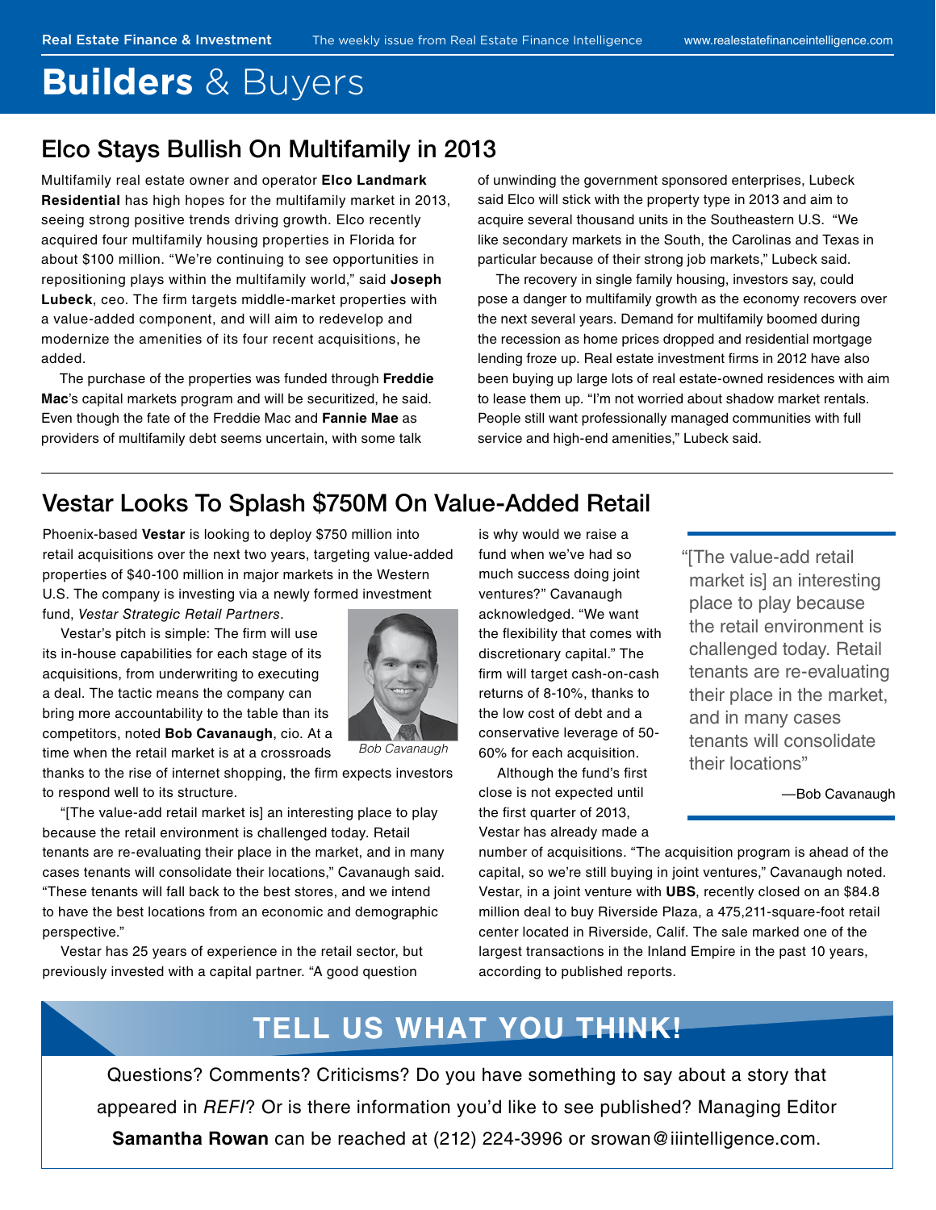# Builders & Buyers

## Elco Stays Bullish On Multifamily in 2013

Multifamily real estate owner and operator **Elco Landmark Residential** has high hopes for the multifamily market in 2013, seeing strong positive trends driving growth. Elco recently acquired four multifamily housing properties in Florida for about $100 million. "We're continuing to see opportunities in repositioning plays within the multifamily world," said **Joseph Lubeck**, ceo. The firm targets middle-market properties with a value-added component, and will aim to redevelop and modernize the amenities of its four recent acquisitions, he added.

The purchase of the properties was funded through **Freddie Mac**'s capital markets program and will be securitized, he said. Even though the fate of the Freddie Mac and **Fannie Mae** as providers of multifamily debt seems uncertain, with some talk of unwinding the government sponsored enterprises, Lubeck said Elco will stick with the property type in 2013 and aim to acquire several thousand units in the Southeastern U.S. "We like secondary markets in the South, the Carolinas and Texas in particular because of their strong job markets," Lubeck said.

The recovery in single family housing, investors say, could pose a danger to multifamily growth as the economy recovers over the next several years. Demand for multifamily boomed during the recession as home prices dropped and residential mortgage lending froze up. Real estate investment firms in 2012 have also been buying up large lots of real estate-owned residences with aim to lease them up. "I'm not worried about shadow market rentals. People still want professionally managed communities with full service and high-end amenities," Lubeck said.

## Vestar Looks To Splash $750M On Value-Added Retail

Phoenix-based **Vestar** is looking to deploy $750 million into retail acquisitions over the next two years, targeting value-added properties of $40-100 million in major markets in the Western U.S. The company is investing via a newly formed investment fund, *Vestar Strategic Retail Partners*.

Vestar's pitch is simple: The firm will use its in-house capabilities for each stage of its acquisitions, from underwriting to executing a deal. The tactic means the company can bring more accountability to the table than its competitors, noted **Bob Cavanaugh**, cio. At a time when the retail market is at a crossroads thanks to the rise of internet shopping, the firm expects investors to respond well to its structure.

*Bob Cavanaugh*

"[The value-add retail market is] an interesting place to play because the retail environment is challenged today. Retail tenants are re-evaluating their place in the market, and in many cases tenants will consolidate their locations," Cavanaugh said. "These tenants will fall back to the best stores, and we intend to have the best locations from an economic and demographic perspective."

Vestar has 25 years of experience in the retail sector, but previously invested with a capital partner. "A good question is why would we raise a fund when we've had so much success doing joint ventures?" Cavanaugh acknowledged. "We want the flexibility that comes with discretionary capital." The firm will target cash-on-cash returns of 8-10%, thanks to the low cost of debt and a conservative leverage of 50-60% for each acquisition.

> "[The value-add retail market is] an interesting place to play because the retail environment is challenged today. Retail tenants are re-evaluating their place in the market, and in many cases tenants will consolidate their locations"
>
> —Bob Cavanaugh

Although the fund's first close is not expected until the first quarter of 2013, Vestar has already made a number of acquisitions. "The acquisition program is ahead of the capital, so we're still buying in joint ventures," Cavanaugh noted. Vestar, in a joint venture with **UBS**, recently closed on an $84.8 million deal to buy Riverside Plaza, a 475,211-square-foot retail center located in Riverside, Calif. The sale marked one of the largest transactions in the Inland Empire in the past 10 years, according to published reports.

## TELL US WHAT YOU THINK!

Questions? Comments? Criticisms? Do you have something to say about a story that appeared in *REFI*? Or is there information you'd like to see published? Managing Editor **Samantha Rowan** can be reached at (212) 224-3996 or srowan@iiintelligence.com.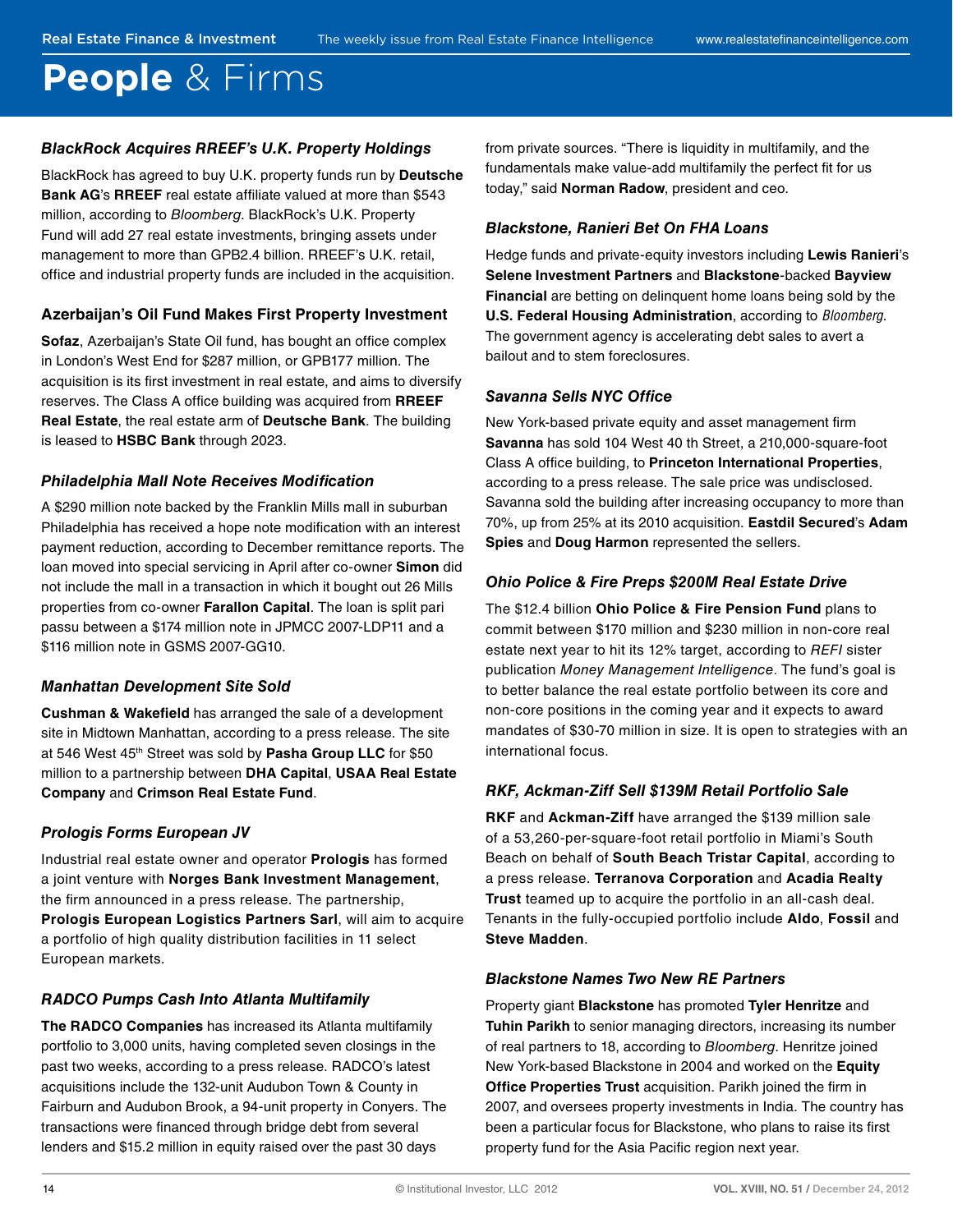# People & Firms

### BlackRock Acquires RREEF's U.K. Property Holdings

BlackRock has agreed to buy U.K. property funds run by **Deutsche Bank AG**'s **RREEF** real estate affiliate valued at more than $543 million, according to *Bloomberg*. BlackRock's U.K. Property Fund will add 27 real estate investments, bringing assets under management to more than GPB2.4 billion. RREEF's U.K. retail, office and industrial property funds are included in the acquisition.

### Azerbaijan's Oil Fund Makes First Property Investment

**Sofaz**, Azerbaijan's State Oil fund, has bought an office complex in London's West End for $287 million, or GPB177 million. The acquisition is its first investment in real estate, and aims to diversify reserves. The Class A office building was acquired from **RREEF Real Estate**, the real estate arm of **Deutsche Bank**. The building is leased to **HSBC Bank** through 2023.

### Philadelphia Mall Note Receives Modification

A $290 million note backed by the Franklin Mills mall in suburban Philadelphia has received a hope note modification with an interest payment reduction, according to December remittance reports. The loan moved into special servicing in April after co-owner **Simon** did not include the mall in a transaction in which it bought out 26 Mills properties from co-owner **Farallon Capital**. The loan is split pari passu between a $174 million note in JPMCC 2007-LDP11 and a $116 million note in GSMS 2007-GG10.

### Manhattan Development Site Sold

**Cushman & Wakefield** has arranged the sale of a development site in Midtown Manhattan, according to a press release. The site at 546 West 45th Street was sold by **Pasha Group LLC** for $50 million to a partnership between **DHA Capital**, **USAA Real Estate Company** and **Crimson Real Estate Fund**.

### Prologis Forms European JV

Industrial real estate owner and operator **Prologis** has formed a joint venture with **Norges Bank Investment Management**, the firm announced in a press release. The partnership, **Prologis European Logistics Partners Sarl**, will aim to acquire a portfolio of high quality distribution facilities in 11 select European markets.

### RADCO Pumps Cash Into Atlanta Multifamily

**The RADCO Companies** has increased its Atlanta multifamily portfolio to 3,000 units, having completed seven closings in the past two weeks, according to a press release. RADCO's latest acquisitions include the 132-unit Audubon Town & County in Fairburn and Audubon Brook, a 94-unit property in Conyers. The transactions were financed through bridge debt from several lenders and $15.2 million in equity raised over the past 30 days from private sources. "There is liquidity in multifamily, and the fundamentals make value-add multifamily the perfect fit for us today," said **Norman Radow**, president and ceo.

### Blackstone, Ranieri Bet On FHA Loans

Hedge funds and private-equity investors including **Lewis Ranieri**'s **Selene Investment Partners** and **Blackstone**-backed **Bayview Financial** are betting on delinquent home loans being sold by the **U.S. Federal Housing Administration**, according to *Bloomberg*. The government agency is accelerating debt sales to avert a bailout and to stem foreclosures.

### Savanna Sells NYC Office

New York-based private equity and asset management firm **Savanna** has sold 104 West 40 th Street, a 210,000-square-foot Class A office building, to **Princeton International Properties**, according to a press release. The sale price was undisclosed. Savanna sold the building after increasing occupancy to more than 70%, up from 25% at its 2010 acquisition. **Eastdil Secured**'s **Adam Spies** and **Doug Harmon** represented the sellers.

### Ohio Police & Fire Preps $200M Real Estate Drive

The $12.4 billion **Ohio Police & Fire Pension Fund** plans to commit between $170 million and $230 million in non-core real estate next year to hit its 12% target, according to *REFI* sister publication *Money Management Intelligence*. The fund's goal is to better balance the real estate portfolio between its core and non-core positions in the coming year and it expects to award mandates of $30-70 million in size. It is open to strategies with an international focus.

### RKF, Ackman-Ziff Sell $139M Retail Portfolio Sale

**RKF** and **Ackman-Ziff** have arranged the $139 million sale of a 53,260-per-square-foot retail portfolio in Miami's South Beach on behalf of **South Beach Tristar Capital**, according to a press release. **Terranova Corporation** and **Acadia Realty Trust** teamed up to acquire the portfolio in an all-cash deal. Tenants in the fully-occupied portfolio include **Aldo**, **Fossil** and **Steve Madden**.

### Blackstone Names Two New RE Partners

Property giant **Blackstone** has promoted **Tyler Henritze** and **Tuhin Parikh** to senior managing directors, increasing its number of real partners to 18, according to *Bloomberg*. Henritze joined New York-based Blackstone in 2004 and worked on the **Equity Office Properties Trust** acquisition. Parikh joined the firm in 2007, and oversees property investments in India. The country has been a particular focus for Blackstone, who plans to raise its first property fund for the Asia Pacific region next year.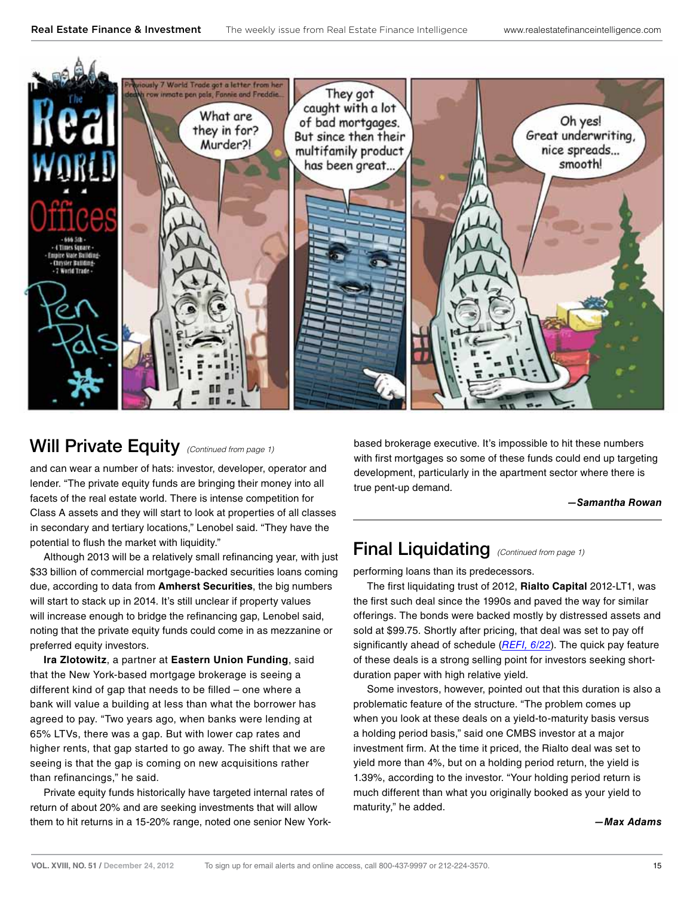## Will Private Equity *(Continued from page 1)*

and can wear a number of hats: investor, developer, operator and lender. "The private equity funds are bringing their money into all facets of the real estate world. There is intense competition for Class A assets and they will start to look at properties of all classes in secondary and tertiary locations," Lenobel said. "They have the potential to flush the market with liquidity."

Although 2013 will be a relatively small refinancing year, with just $33 billion of commercial mortgage-backed securities loans coming due, according to data from **Amherst Securities**, the big numbers will start to stack up in 2014. It's still unclear if property values will increase enough to bridge the refinancing gap, Lenobel said, noting that the private equity funds could come in as mezzanine or preferred equity investors.

**Ira Zlotowitz**, a partner at **Eastern Union Funding**, said that the New York-based mortgage brokerage is seeing a different kind of gap that needs to be filled – one where a bank will value a building at less than what the borrower has agreed to pay. "Two years ago, when banks were lending at 65% LTVs, there was a gap. But with lower cap rates and higher rents, that gap started to go away. The shift that we are seeing is that the gap is coming on new acquisitions rather than refinancings," he said.

Private equity funds historically have targeted internal rates of return of about 20% and are seeking investments that will allow them to hit returns in a 15-20% range, noted one senior New York-based brokerage executive. It's impossible to hit these numbers with first mortgages so some of these funds could end up targeting development, particularly in the apartment sector where there is true pent-up demand.

***—Samantha Rowan***

## Final Liquidating *(Continued from page 1)*

performing loans than its predecessors.

The first liquidating trust of 2012, **Rialto Capital** 2012-LT1, was the first such deal since the 1990s and paved the way for similar offerings. The bonds were backed mostly by distressed assets and sold at $99.75. Shortly after pricing, that deal was set to pay off significantly ahead of schedule (*REFI, 6/22*). The quick pay feature of these deals is a strong selling point for investors seeking short-duration paper with high relative yield.

Some investors, however, pointed out that this duration is also a problematic feature of the structure. "The problem comes up when you look at these deals on a yield-to-maturity basis versus a holding period basis," said one CMBS investor at a major investment firm. At the time it priced, the Rialto deal was set to yield more than 4%, but on a holding period return, the yield is 1.39%, according to the investor. "Your holding period return is much different than what you originally booked as your yield to maturity," he added.

***—Max Adams***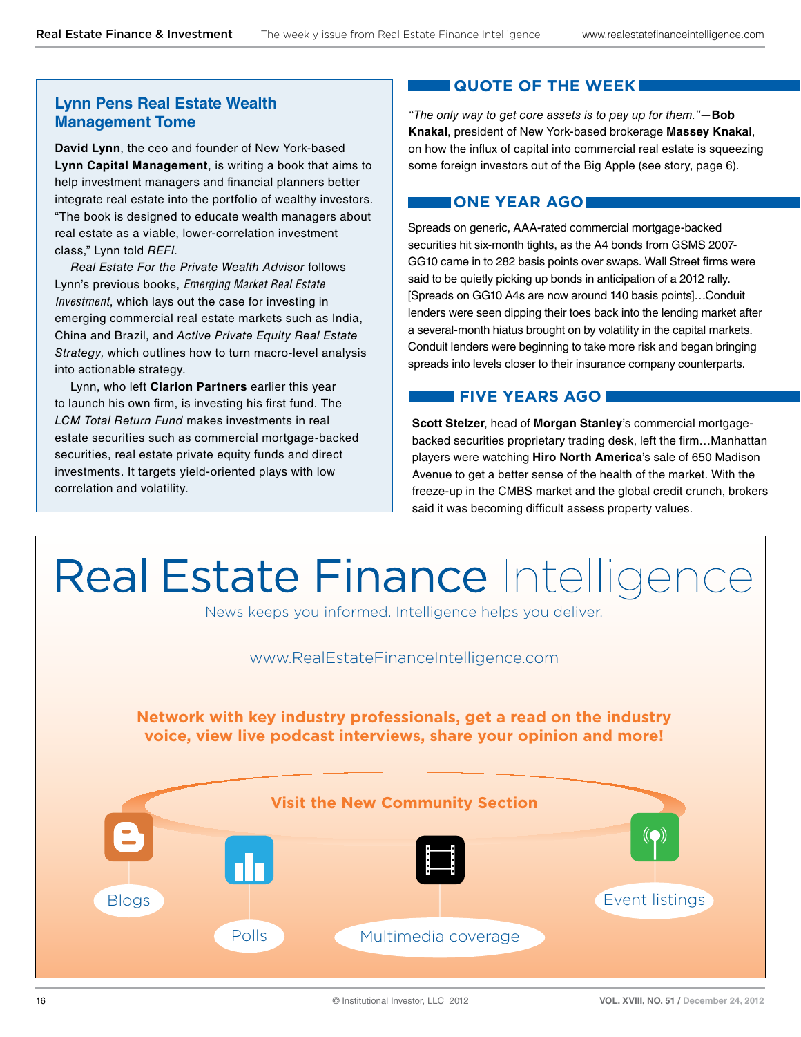## Lynn Pens Real Estate Wealth Management Tome

**David Lynn**, the ceo and founder of New York-based **Lynn Capital Management**, is writing a book that aims to help investment managers and financial planners better integrate real estate into the portfolio of wealthy investors. "The book is designed to educate wealth managers about real estate as a viable, lower-correlation investment class," Lynn told *REFI*.

*Real Estate For the Private Wealth Advisor* follows Lynn's previous books, *Emerging Market Real Estate Investment*, which lays out the case for investing in emerging commercial real estate markets such as India, China and Brazil, and *Active Private Equity Real Estate Strategy*, which outlines how to turn macro-level analysis into actionable strategy.

Lynn, who left **Clarion Partners** earlier this year to launch his own firm, is investing his first fund. The *LCM Total Return Fund* makes investments in real estate securities such as commercial mortgage-backed securities, real estate private equity funds and direct investments. It targets yield-oriented plays with low correlation and volatility.

## QUOTE OF THE WEEK

*"The only way to get core assets is to pay up for them."*—**Bob Knakal**, president of New York-based brokerage **Massey Knakal**, on how the influx of capital into commercial real estate is squeezing some foreign investors out of the Big Apple (see story, page 6).

## ONE YEAR AGO

Spreads on generic, AAA-rated commercial mortgage-backed securities hit six-month tights, as the A4 bonds from GSMS 2007-GG10 came in to 282 basis points over swaps. Wall Street firms were said to be quietly picking up bonds in anticipation of a 2012 rally. [Spreads on GG10 A4s are now around 140 basis points]…Conduit lenders were seen dipping their toes back into the lending market after a several-month hiatus brought on by volatility in the capital markets. Conduit lenders were beginning to take more risk and began bringing spreads into levels closer to their insurance company counterparts.

## FIVE YEARS AGO

**Scott Stelzer**, head of **Morgan Stanley**'s commercial mortgage-backed securities proprietary trading desk, left the firm…Manhattan players were watching **Hiro North America**'s sale of 650 Madison Avenue to get a better sense of the health of the market. With the freeze-up in the CMBS market and the global credit crunch, brokers said it was becoming difficult assess property values.

# Real Estate Finance Intelligence

News keeps you informed. Intelligence helps you deliver.

www.RealEstateFinanceIntelligence.com

**Network with key industry professionals, get a read on the industry voice, view live podcast interviews, share your opinion and more!**

**Visit the New Community Section**

Blogs

Polls

Multimedia coverage

Event listings